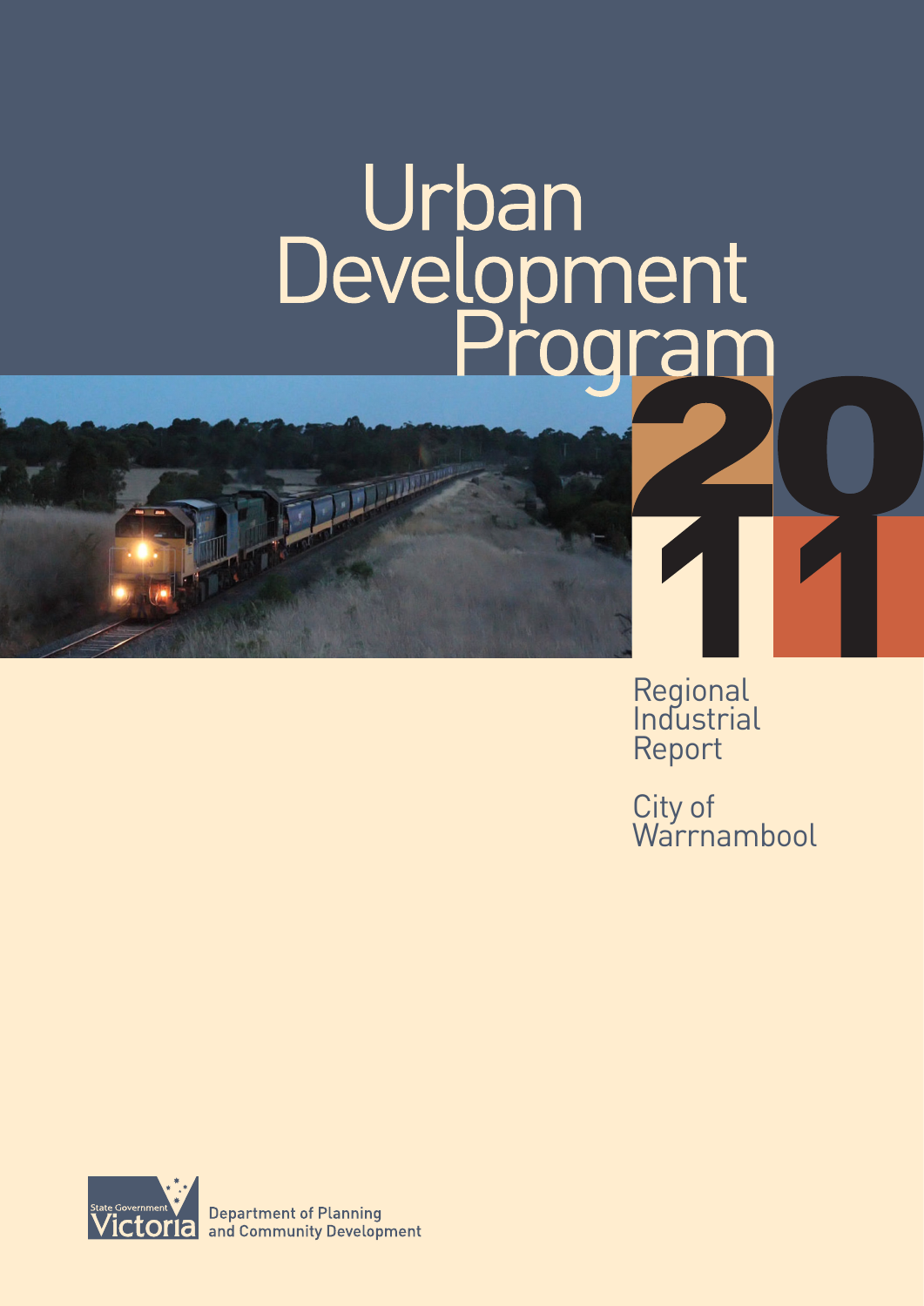# Urban Development Program

# 2011

## Regional Industrial Report

## City of Warrnambool

State Government Victoria

Department of Planning and Community Development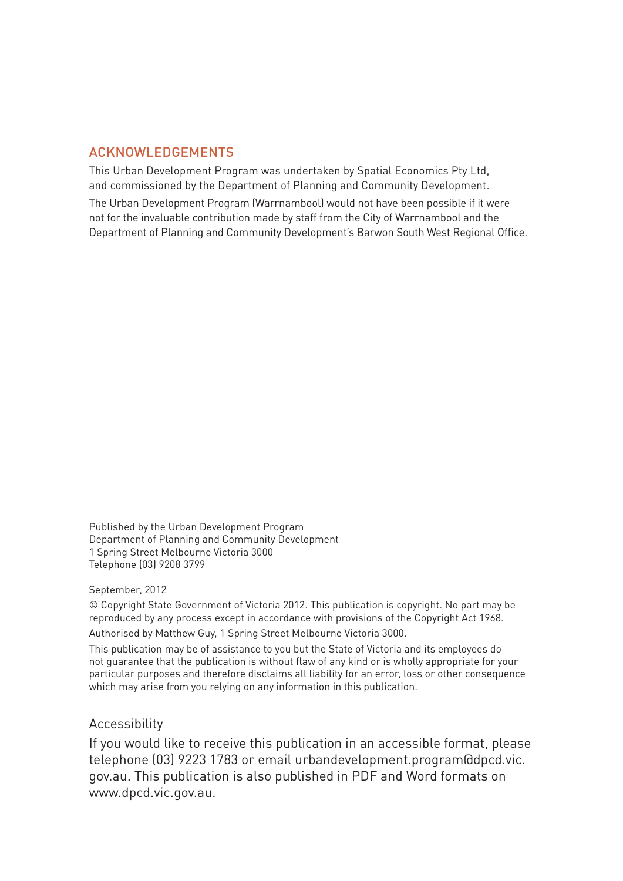## ACKNOWLEDGEMENTS

This Urban Development Program was undertaken by Spatial Economics Pty Ltd, and commissioned by the Department of Planning and Community Development.

The Urban Development Program (Warrnambool) would not have been possible if it were not for the invaluable contribution made by staff from the City of Warrnambool and the Department of Planning and Community Development's Barwon South West Regional Office.

Published by the Urban Development Program
Department of Planning and Community Development
1 Spring Street Melbourne Victoria 3000
Telephone (03) 9208 3799

September, 2012

© Copyright State Government of Victoria 2012. This publication is copyright. No part may be reproduced by any process except in accordance with provisions of the Copyright Act 1968.

Authorised by Matthew Guy, 1 Spring Street Melbourne Victoria 3000.

This publication may be of assistance to you but the State of Victoria and its employees do not guarantee that the publication is without flaw of any kind or is wholly appropriate for your particular purposes and therefore disclaims all liability for an error, loss or other consequence which may arise from you relying on any information in this publication.

### Accessibility

If you would like to receive this publication in an accessible format, please telephone (03) 9223 1783 or email urbandevelopment.program@dpcd.vic.gov.au. This publication is also published in PDF and Word formats on www.dpcd.vic.gov.au.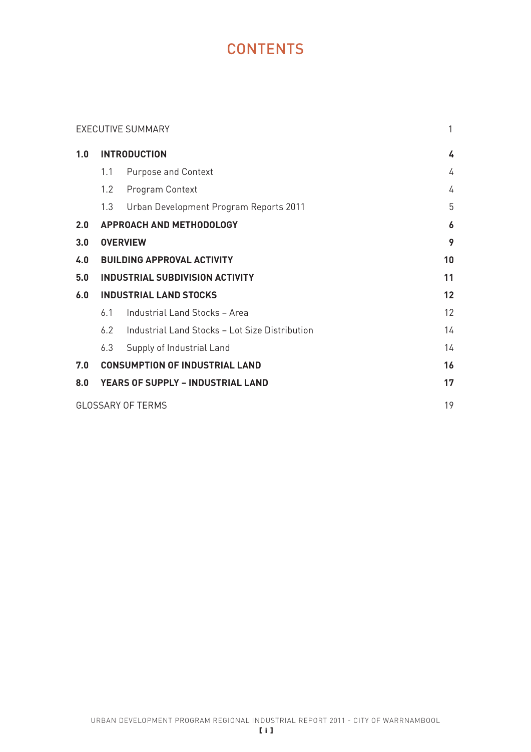# CONTENTS

| | | |
|---|---|---|
| EXECUTIVE SUMMARY | | 1 |
| **1.0** | **INTRODUCTION** | **4** |
| | 1.1 Purpose and Context | 4 |
| | 1.2 Program Context | 4 |
| | 1.3 Urban Development Program Reports 2011 | 5 |
| **2.0** | **APPROACH AND METHODOLOGY** | **6** |
| **3.0** | **OVERVIEW** | **9** |
| **4.0** | **BUILDING APPROVAL ACTIVITY** | **10** |
| **5.0** | **INDUSTRIAL SUBDIVISION ACTIVITY** | **11** |
| **6.0** | **INDUSTRIAL LAND STOCKS** | **12** |
| | 6.1 Industrial Land Stocks – Area | 12 |
| | 6.2 Industrial Land Stocks – Lot Size Distribution | 14 |
| | 6.3 Supply of Industrial Land | 14 |
| **7.0** | **CONSUMPTION OF INDUSTRIAL LAND** | **16** |
| **8.0** | **YEARS OF SUPPLY – INDUSTRIAL LAND** | **17** |
| GLOSSARY OF TERMS | | 19 |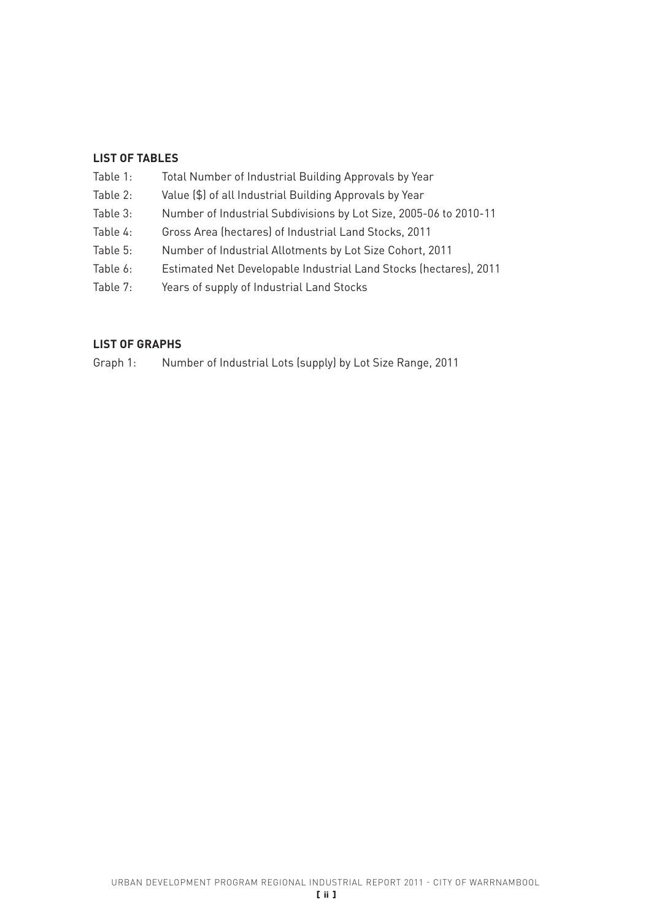**LIST OF TABLES**

Table 1: Total Number of Industrial Building Approvals by Year

Table 2: Value ($) of all Industrial Building Approvals by Year

Table 3: Number of Industrial Subdivisions by Lot Size, 2005-06 to 2010-11

Table 4: Gross Area (hectares) of Industrial Land Stocks, 2011

Table 5: Number of Industrial Allotments by Lot Size Cohort, 2011

Table 6: Estimated Net Developable Industrial Land Stocks (hectares), 2011

Table 7: Years of supply of Industrial Land Stocks

**LIST OF GRAPHS**

Graph 1: Number of Industrial Lots (supply) by Lot Size Range, 2011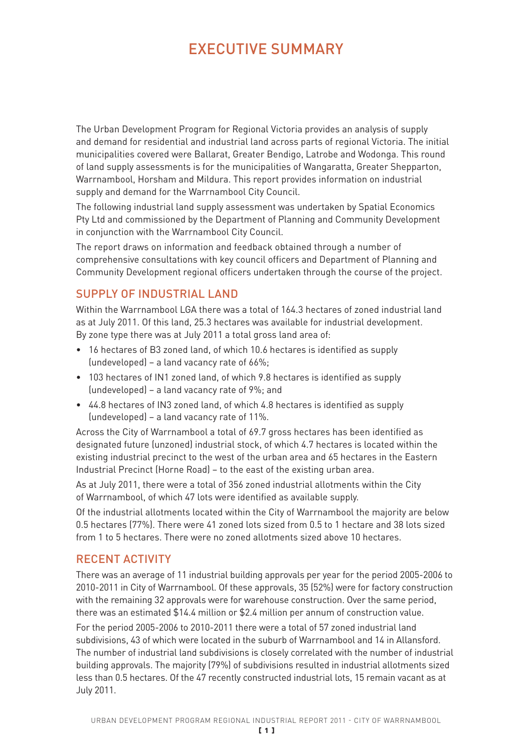# EXECUTIVE SUMMARY

The Urban Development Program for Regional Victoria provides an analysis of supply and demand for residential and industrial land across parts of regional Victoria. The initial municipalities covered were Ballarat, Greater Bendigo, Latrobe and Wodonga. This round of land supply assessments is for the municipalities of Wangaratta, Greater Shepparton, Warrnambool, Horsham and Mildura. This report provides information on industrial supply and demand for the Warrnambool City Council.

The following industrial land supply assessment was undertaken by Spatial Economics Pty Ltd and commissioned by the Department of Planning and Community Development in conjunction with the Warrnambool City Council.

The report draws on information and feedback obtained through a number of comprehensive consultations with key council officers and Department of Planning and Community Development regional officers undertaken through the course of the project.

## SUPPLY OF INDUSTRIAL LAND

Within the Warrnambool LGA there was a total of 164.3 hectares of zoned industrial land as at July 2011. Of this land, 25.3 hectares was available for industrial development. By zone type there was at July 2011 a total gross land area of:

- 16 hectares of B3 zoned land, of which 10.6 hectares is identified as supply (undeveloped) – a land vacancy rate of 66%;
- 103 hectares of IN1 zoned land, of which 9.8 hectares is identified as supply (undeveloped) – a land vacancy rate of 9%; and
- 44.8 hectares of IN3 zoned land, of which 4.8 hectares is identified as supply (undeveloped) – a land vacancy rate of 11%.

Across the City of Warrnambool a total of 69.7 gross hectares has been identified as designated future (unzoned) industrial stock, of which 4.7 hectares is located within the existing industrial precinct to the west of the urban area and 65 hectares in the Eastern Industrial Precinct (Horne Road) – to the east of the existing urban area.

As at July 2011, there were a total of 356 zoned industrial allotments within the City of Warrnambool, of which 47 lots were identified as available supply.

Of the industrial allotments located within the City of Warrnambool the majority are below 0.5 hectares (77%). There were 41 zoned lots sized from 0.5 to 1 hectare and 38 lots sized from 1 to 5 hectares. There were no zoned allotments sized above 10 hectares.

## RECENT ACTIVITY

There was an average of 11 industrial building approvals per year for the period 2005-2006 to 2010-2011 in City of Warrnambool. Of these approvals, 35 (52%) were for factory construction with the remaining 32 approvals were for warehouse construction. Over the same period, there was an estimated $14.4 million or $2.4 million per annum of construction value.

For the period 2005-2006 to 2010-2011 there were a total of 57 zoned industrial land subdivisions, 43 of which were located in the suburb of Warrnambool and 14 in Allansford. The number of industrial land subdivisions is closely correlated with the number of industrial building approvals. The majority (79%) of subdivisions resulted in industrial allotments sized less than 0.5 hectares. Of the 47 recently constructed industrial lots, 15 remain vacant as at July 2011.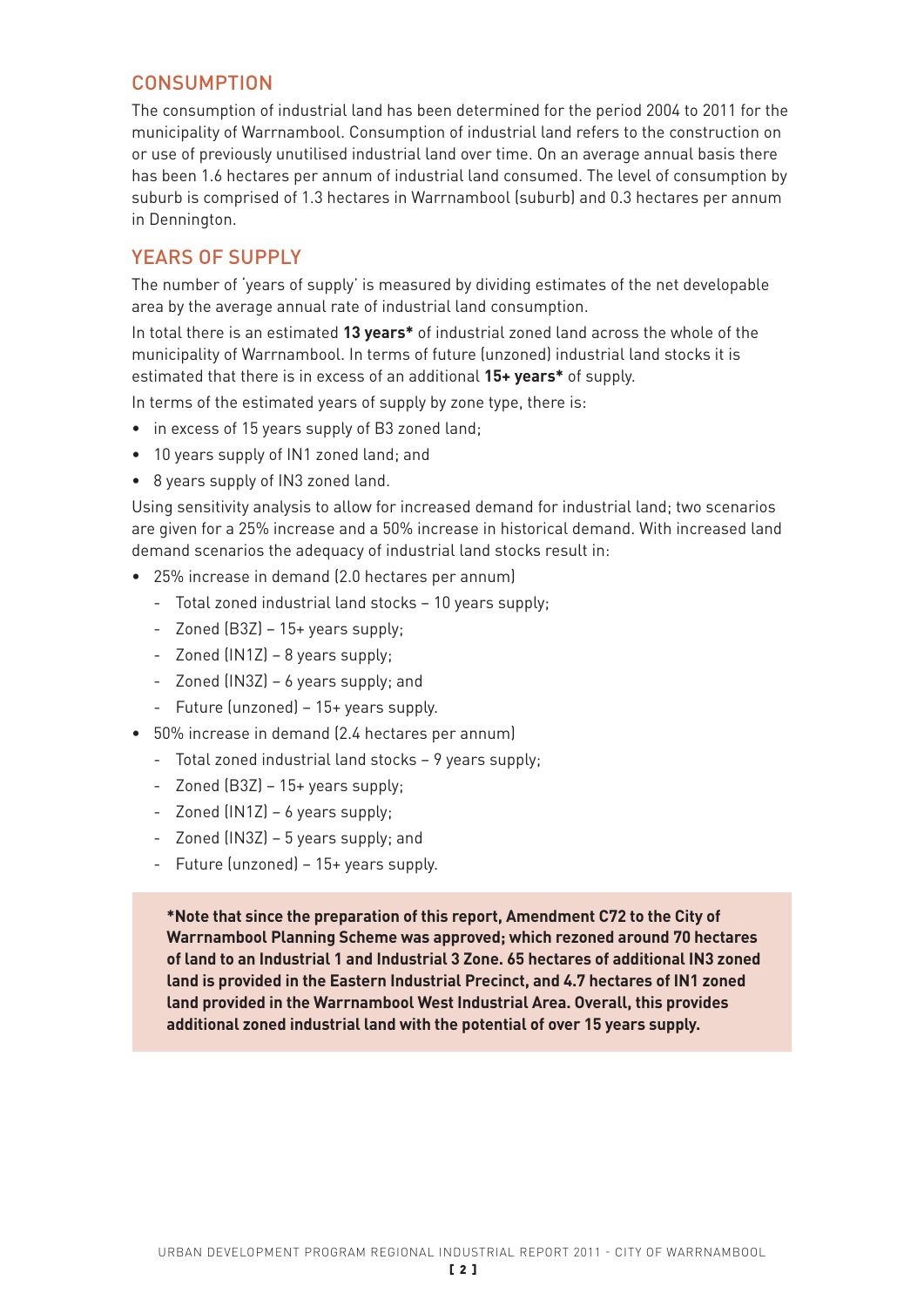## CONSUMPTION

The consumption of industrial land has been determined for the period 2004 to 2011 for the municipality of Warrnambool. Consumption of industrial land refers to the construction on or use of previously unutilised industrial land over time. On an average annual basis there has been 1.6 hectares per annum of industrial land consumed. The level of consumption by suburb is comprised of 1.3 hectares in Warrnambool (suburb) and 0.3 hectares per annum in Dennington.

## YEARS OF SUPPLY

The number of 'years of supply' is measured by dividing estimates of the net developable area by the average annual rate of industrial land consumption.

In total there is an estimated **13 years*** of industrial zoned land across the whole of the municipality of Warrnambool. In terms of future (unzoned) industrial land stocks it is estimated that there is in excess of an additional **15+ years*** of supply.

In terms of the estimated years of supply by zone type, there is:

- in excess of 15 years supply of B3 zoned land;
- 10 years supply of IN1 zoned land; and
- 8 years supply of IN3 zoned land.

Using sensitivity analysis to allow for increased demand for industrial land; two scenarios are given for a 25% increase and a 50% increase in historical demand. With increased land demand scenarios the adequacy of industrial land stocks result in:

- 25% increase in demand (2.0 hectares per annum)
  - Total zoned industrial land stocks – 10 years supply;
  - Zoned (B3Z) – 15+ years supply;
  - Zoned (IN1Z) – 8 years supply;
  - Zoned (IN3Z) – 6 years supply; and
  - Future (unzoned) – 15+ years supply.
- 50% increase in demand (2.4 hectares per annum)
  - Total zoned industrial land stocks – 9 years supply;
  - Zoned (B3Z) – 15+ years supply;
  - Zoned (IN1Z) – 6 years supply;
  - Zoned (IN3Z) – 5 years supply; and
  - Future (unzoned) – 15+ years supply.

**\*Note that since the preparation of this report, Amendment C72 to the City of Warrnambool Planning Scheme was approved; which rezoned around 70 hectares of land to an Industrial 1 and Industrial 3 Zone. 65 hectares of additional IN3 zoned land is provided in the Eastern Industrial Precinct, and 4.7 hectares of IN1 zoned land provided in the Warrnambool West Industrial Area. Overall, this provides additional zoned industrial land with the potential of over 15 years supply.**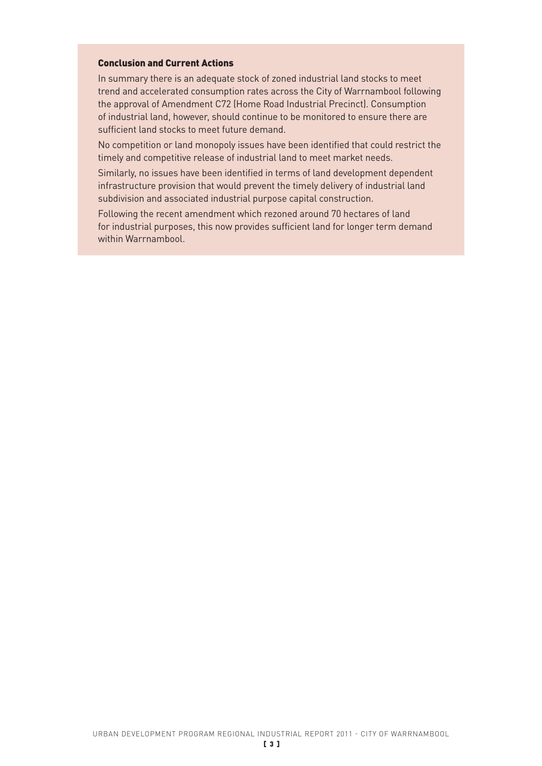### Conclusion and Current Actions

In summary there is an adequate stock of zoned industrial land stocks to meet trend and accelerated consumption rates across the City of Warrnambool following the approval of Amendment C72 (Home Road Industrial Precinct). Consumption of industrial land, however, should continue to be monitored to ensure there are sufficient land stocks to meet future demand.

No competition or land monopoly issues have been identified that could restrict the timely and competitive release of industrial land to meet market needs.

Similarly, no issues have been identified in terms of land development dependent infrastructure provision that would prevent the timely delivery of industrial land subdivision and associated industrial purpose capital construction.

Following the recent amendment which rezoned around 70 hectares of land for industrial purposes, this now provides sufficient land for longer term demand within Warrnambool.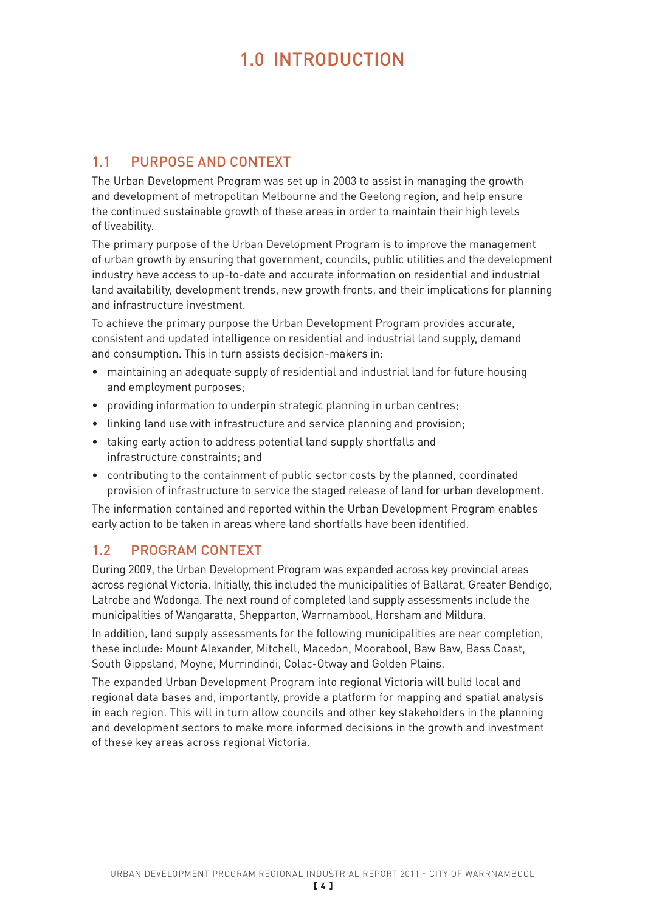# 1.0 INTRODUCTION

## 1.1 PURPOSE AND CONTEXT

The Urban Development Program was set up in 2003 to assist in managing the growth and development of metropolitan Melbourne and the Geelong region, and help ensure the continued sustainable growth of these areas in order to maintain their high levels of liveability.

The primary purpose of the Urban Development Program is to improve the management of urban growth by ensuring that government, councils, public utilities and the development industry have access to up-to-date and accurate information on residential and industrial land availability, development trends, new growth fronts, and their implications for planning and infrastructure investment.

To achieve the primary purpose the Urban Development Program provides accurate, consistent and updated intelligence on residential and industrial land supply, demand and consumption. This in turn assists decision-makers in:

- maintaining an adequate supply of residential and industrial land for future housing and employment purposes;
- providing information to underpin strategic planning in urban centres;
- linking land use with infrastructure and service planning and provision;
- taking early action to address potential land supply shortfalls and infrastructure constraints; and
- contributing to the containment of public sector costs by the planned, coordinated provision of infrastructure to service the staged release of land for urban development.

The information contained and reported within the Urban Development Program enables early action to be taken in areas where land shortfalls have been identified.

## 1.2 PROGRAM CONTEXT

During 2009, the Urban Development Program was expanded across key provincial areas across regional Victoria. Initially, this included the municipalities of Ballarat, Greater Bendigo, Latrobe and Wodonga. The next round of completed land supply assessments include the municipalities of Wangaratta, Shepparton, Warrnambool, Horsham and Mildura.

In addition, land supply assessments for the following municipalities are near completion, these include: Mount Alexander, Mitchell, Macedon, Moorabool, Baw Baw, Bass Coast, South Gippsland, Moyne, Murrindindi, Colac-Otway and Golden Plains.

The expanded Urban Development Program into regional Victoria will build local and regional data bases and, importantly, provide a platform for mapping and spatial analysis in each region. This will in turn allow councils and other key stakeholders in the planning and development sectors to make more informed decisions in the growth and investment of these key areas across regional Victoria.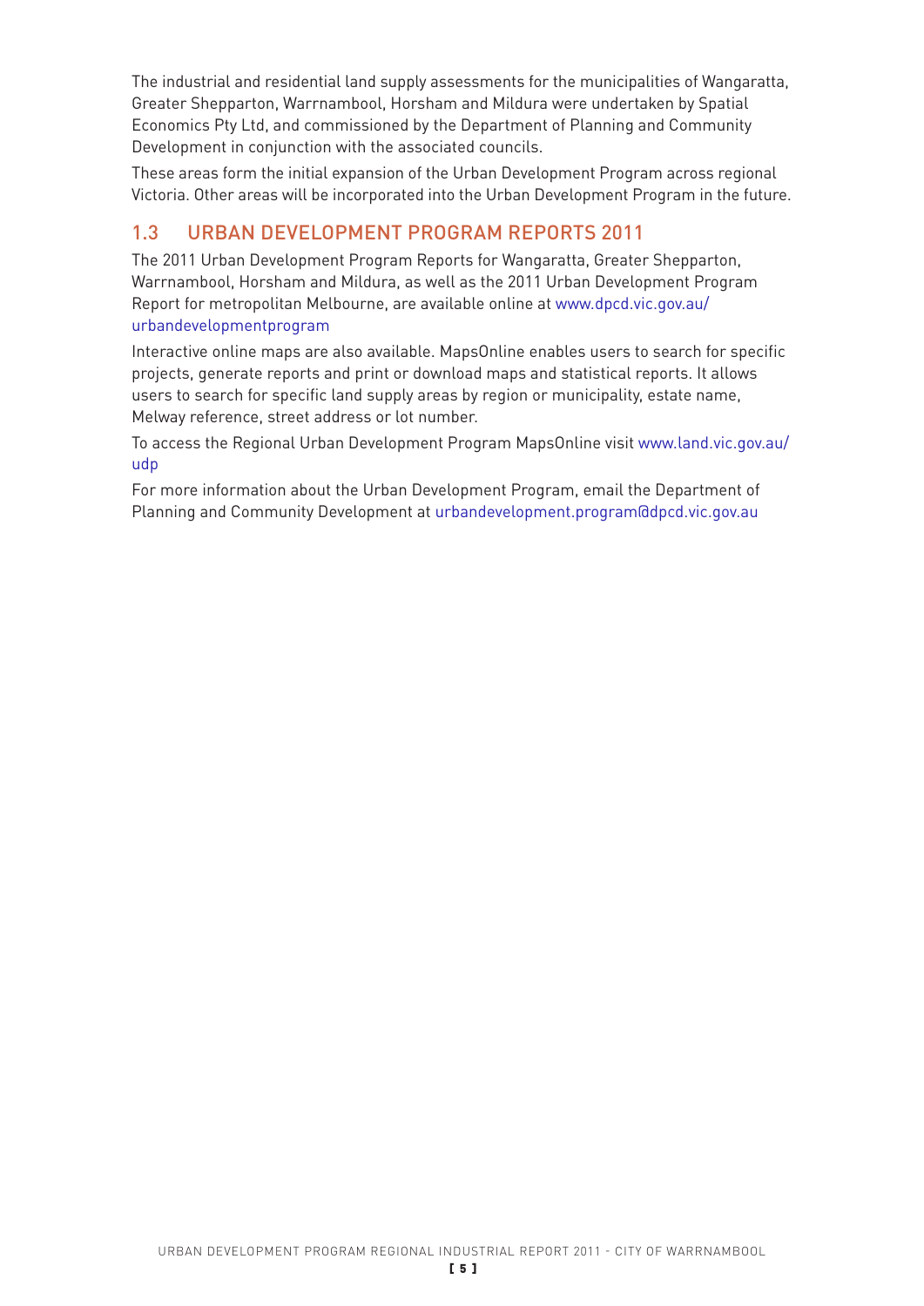The industrial and residential land supply assessments for the municipalities of Wangaratta, Greater Shepparton, Warrnambool, Horsham and Mildura were undertaken by Spatial Economics Pty Ltd, and commissioned by the Department of Planning and Community Development in conjunction with the associated councils.

These areas form the initial expansion of the Urban Development Program across regional Victoria. Other areas will be incorporated into the Urban Development Program in the future.

## 1.3 URBAN DEVELOPMENT PROGRAM REPORTS 2011

The 2011 Urban Development Program Reports for Wangaratta, Greater Shepparton, Warrnambool, Horsham and Mildura, as well as the 2011 Urban Development Program Report for metropolitan Melbourne, are available online at www.dpcd.vic.gov.au/urbandevelopmentprogram

Interactive online maps are also available. MapsOnline enables users to search for specific projects, generate reports and print or download maps and statistical reports. It allows users to search for specific land supply areas by region or municipality, estate name, Melway reference, street address or lot number.

To access the Regional Urban Development Program MapsOnline visit www.land.vic.gov.au/udp

For more information about the Urban Development Program, email the Department of Planning and Community Development at urbandevelopment.program@dpcd.vic.gov.au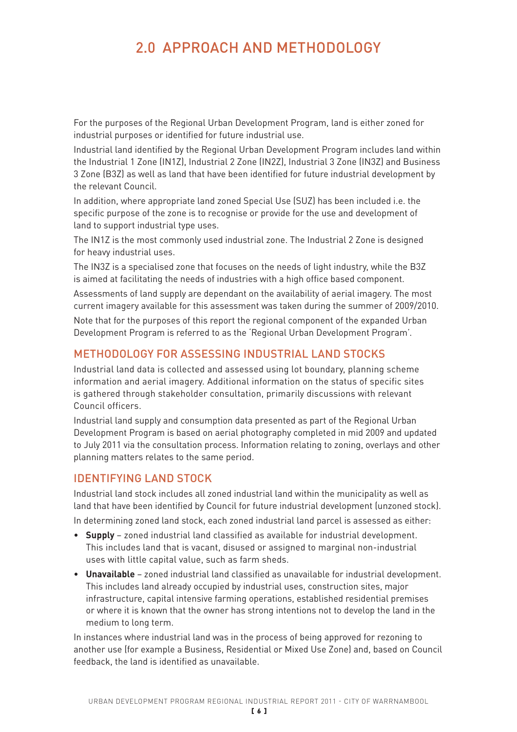# 2.0 APPROACH AND METHODOLOGY

For the purposes of the Regional Urban Development Program, land is either zoned for industrial purposes or identified for future industrial use.

Industrial land identified by the Regional Urban Development Program includes land within the Industrial 1 Zone (IN1Z), Industrial 2 Zone (IN2Z), Industrial 3 Zone (IN3Z) and Business 3 Zone (B3Z) as well as land that have been identified for future industrial development by the relevant Council.

In addition, where appropriate land zoned Special Use (SUZ) has been included i.e. the specific purpose of the zone is to recognise or provide for the use and development of land to support industrial type uses.

The IN1Z is the most commonly used industrial zone. The Industrial 2 Zone is designed for heavy industrial uses.

The IN3Z is a specialised zone that focuses on the needs of light industry, while the B3Z is aimed at facilitating the needs of industries with a high office based component.

Assessments of land supply are dependant on the availability of aerial imagery. The most current imagery available for this assessment was taken during the summer of 2009/2010.

Note that for the purposes of this report the regional component of the expanded Urban Development Program is referred to as the 'Regional Urban Development Program'.

## METHODOLOGY FOR ASSESSING INDUSTRIAL LAND STOCKS

Industrial land data is collected and assessed using lot boundary, planning scheme information and aerial imagery. Additional information on the status of specific sites is gathered through stakeholder consultation, primarily discussions with relevant Council officers.

Industrial land supply and consumption data presented as part of the Regional Urban Development Program is based on aerial photography completed in mid 2009 and updated to July 2011 via the consultation process. Information relating to zoning, overlays and other planning matters relates to the same period.

## IDENTIFYING LAND STOCK

Industrial land stock includes all zoned industrial land within the municipality as well as land that have been identified by Council for future industrial development (unzoned stock).

In determining zoned land stock, each zoned industrial land parcel is assessed as either:

- **Supply** – zoned industrial land classified as available for industrial development. This includes land that is vacant, disused or assigned to marginal non-industrial uses with little capital value, such as farm sheds.
- **Unavailable** – zoned industrial land classified as unavailable for industrial development. This includes land already occupied by industrial uses, construction sites, major infrastructure, capital intensive farming operations, established residential premises or where it is known that the owner has strong intentions not to develop the land in the medium to long term.

In instances where industrial land was in the process of being approved for rezoning to another use (for example a Business, Residential or Mixed Use Zone) and, based on Council feedback, the land is identified as unavailable.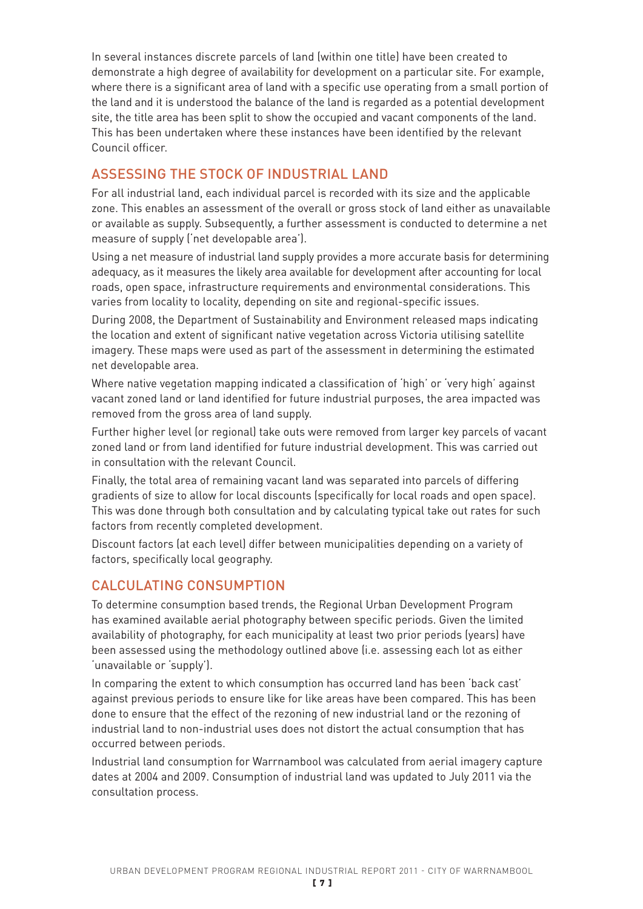In several instances discrete parcels of land (within one title) have been created to demonstrate a high degree of availability for development on a particular site. For example, where there is a significant area of land with a specific use operating from a small portion of the land and it is understood the balance of the land is regarded as a potential development site, the title area has been split to show the occupied and vacant components of the land. This has been undertaken where these instances have been identified by the relevant Council officer.

## ASSESSING THE STOCK OF INDUSTRIAL LAND

For all industrial land, each individual parcel is recorded with its size and the applicable zone. This enables an assessment of the overall or gross stock of land either as unavailable or available as supply. Subsequently, a further assessment is conducted to determine a net measure of supply ('net developable area').

Using a net measure of industrial land supply provides a more accurate basis for determining adequacy, as it measures the likely area available for development after accounting for local roads, open space, infrastructure requirements and environmental considerations. This varies from locality to locality, depending on site and regional-specific issues.

During 2008, the Department of Sustainability and Environment released maps indicating the location and extent of significant native vegetation across Victoria utilising satellite imagery. These maps were used as part of the assessment in determining the estimated net developable area.

Where native vegetation mapping indicated a classification of 'high' or 'very high' against vacant zoned land or land identified for future industrial purposes, the area impacted was removed from the gross area of land supply.

Further higher level (or regional) take outs were removed from larger key parcels of vacant zoned land or from land identified for future industrial development. This was carried out in consultation with the relevant Council.

Finally, the total area of remaining vacant land was separated into parcels of differing gradients of size to allow for local discounts (specifically for local roads and open space). This was done through both consultation and by calculating typical take out rates for such factors from recently completed development.

Discount factors (at each level) differ between municipalities depending on a variety of factors, specifically local geography.

## CALCULATING CONSUMPTION

To determine consumption based trends, the Regional Urban Development Program has examined available aerial photography between specific periods. Given the limited availability of photography, for each municipality at least two prior periods (years) have been assessed using the methodology outlined above (i.e. assessing each lot as either 'unavailable or 'supply').

In comparing the extent to which consumption has occurred land has been 'back cast' against previous periods to ensure like for like areas have been compared. This has been done to ensure that the effect of the rezoning of new industrial land or the rezoning of industrial land to non-industrial uses does not distort the actual consumption that has occurred between periods.

Industrial land consumption for Warrnambool was calculated from aerial imagery capture dates at 2004 and 2009. Consumption of industrial land was updated to July 2011 via the consultation process.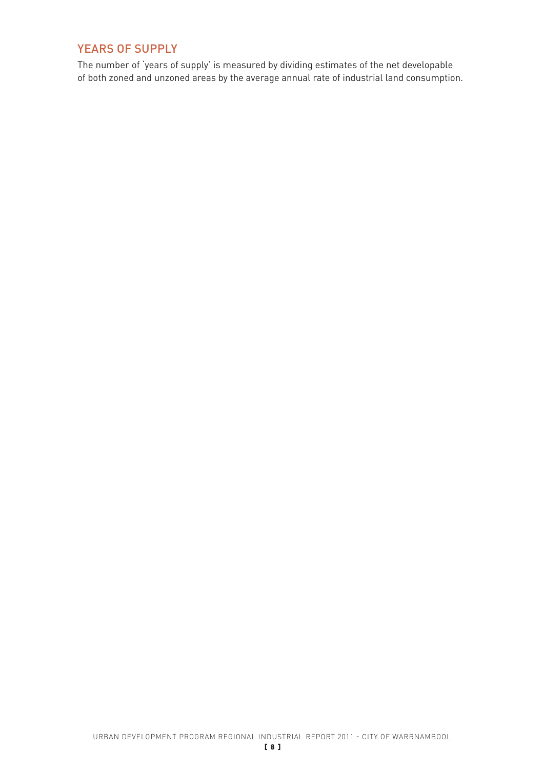## YEARS OF SUPPLY

The number of 'years of supply' is measured by dividing estimates of the net developable of both zoned and unzoned areas by the average annual rate of industrial land consumption.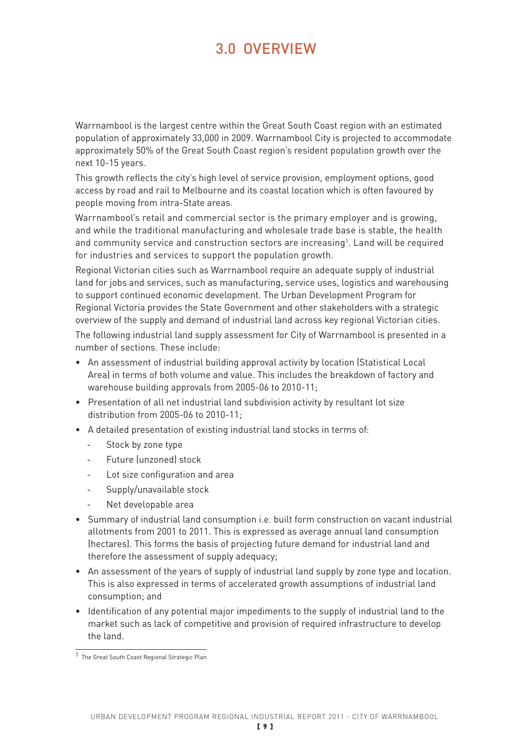# 3.0 OVERVIEW

Warrnambool is the largest centre within the Great South Coast region with an estimated population of approximately 33,000 in 2009. Warrnambool City is projected to accommodate approximately 50% of the Great South Coast region's resident population growth over the next 10-15 years.

This growth reflects the city's high level of service provision, employment options, good access by road and rail to Melbourne and its coastal location which is often favoured by people moving from intra-State areas.

Warrnambool's retail and commercial sector is the primary employer and is growing, and while the traditional manufacturing and wholesale trade base is stable, the health and community service and construction sectors are increasing[1]. Land will be required for industries and services to support the population growth.

Regional Victorian cities such as Warrnambool require an adequate supply of industrial land for jobs and services, such as manufacturing, service uses, logistics and warehousing to support continued economic development. The Urban Development Program for Regional Victoria provides the State Government and other stakeholders with a strategic overview of the supply and demand of industrial land across key regional Victorian cities.

The following industrial land supply assessment for City of Warrnambool is presented in a number of sections. These include:

- An assessment of industrial building approval activity by location (Statistical Local Area) in terms of both volume and value. This includes the breakdown of factory and warehouse building approvals from 2005-06 to 2010-11;
- Presentation of all net industrial land subdivision activity by resultant lot size distribution from 2005-06 to 2010-11;
- A detailed presentation of existing industrial land stocks in terms of:
  - Stock by zone type
  - Future (unzoned) stock
  - Lot size configuration and area
  - Supply/unavailable stock
  - Net developable area
- Summary of industrial land consumption i.e. built form construction on vacant industrial allotments from 2001 to 2011. This is expressed as average annual land consumption (hectares). This forms the basis of projecting future demand for industrial land and therefore the assessment of supply adequacy;
- An assessment of the years of supply of industrial land supply by zone type and location. This is also expressed in terms of accelerated growth assumptions of industrial land consumption; and
- Identification of any potential major impediments to the supply of industrial land to the market such as lack of competitive and provision of required infrastructure to develop the land.

[1] The Great South Coast Regional Strategic Plan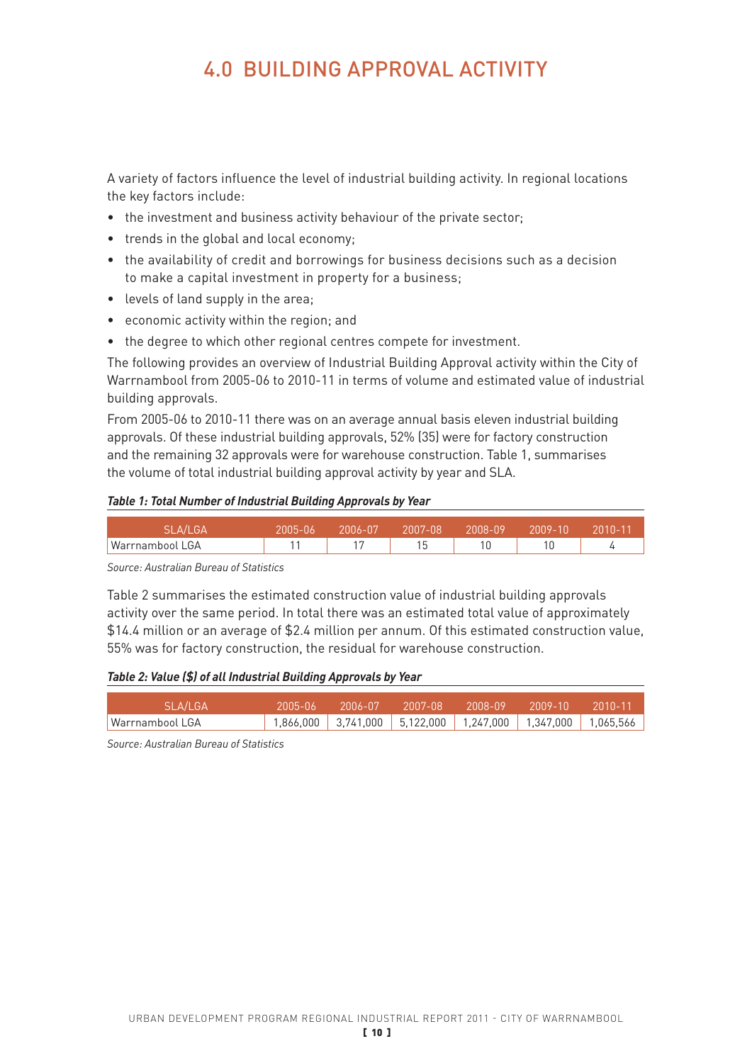# 4.0 BUILDING APPROVAL ACTIVITY

A variety of factors influence the level of industrial building activity. In regional locations the key factors include:

- the investment and business activity behaviour of the private sector;
- trends in the global and local economy;
- the availability of credit and borrowings for business decisions such as a decision to make a capital investment in property for a business;
- levels of land supply in the area;
- economic activity within the region; and
- the degree to which other regional centres compete for investment.

The following provides an overview of Industrial Building Approval activity within the City of Warrnambool from 2005-06 to 2010-11 in terms of volume and estimated value of industrial building approvals.

From 2005-06 to 2010-11 there was on an average annual basis eleven industrial building approvals. Of these industrial building approvals, 52% (35) were for factory construction and the remaining 32 approvals were for warehouse construction. Table 1, summarises the volume of total industrial building approval activity by year and SLA.

***Table 1: Total Number of Industrial Building Approvals by Year***

| SLA/LGA | 2005-06 | 2006-07 | 2007-08 | 2008-09 | 2009-10 | 2010-11 |
|---|---|---|---|---|---|---|
| Warrnambool LGA | 11 | 17 | 15 | 10 | 10 | 4 |

*Source: Australian Bureau of Statistics*

Table 2 summarises the estimated construction value of industrial building approvals activity over the same period. In total there was an estimated total value of approximately $14.4 million or an average of $2.4 million per annum. Of this estimated construction value, 55% was for factory construction, the residual for warehouse construction.

***Table 2: Value ($) of all Industrial Building Approvals by Year***

| SLA/LGA | 2005-06 | 2006-07 | 2007-08 | 2008-09 | 2009-10 | 2010-11 |
|---|---|---|---|---|---|---|
| Warrnambool LGA | 1,866,000 | 3,741,000 | 5,122,000 | 1,247,000 | 1,347,000 | 1,065,566 |

*Source: Australian Bureau of Statistics*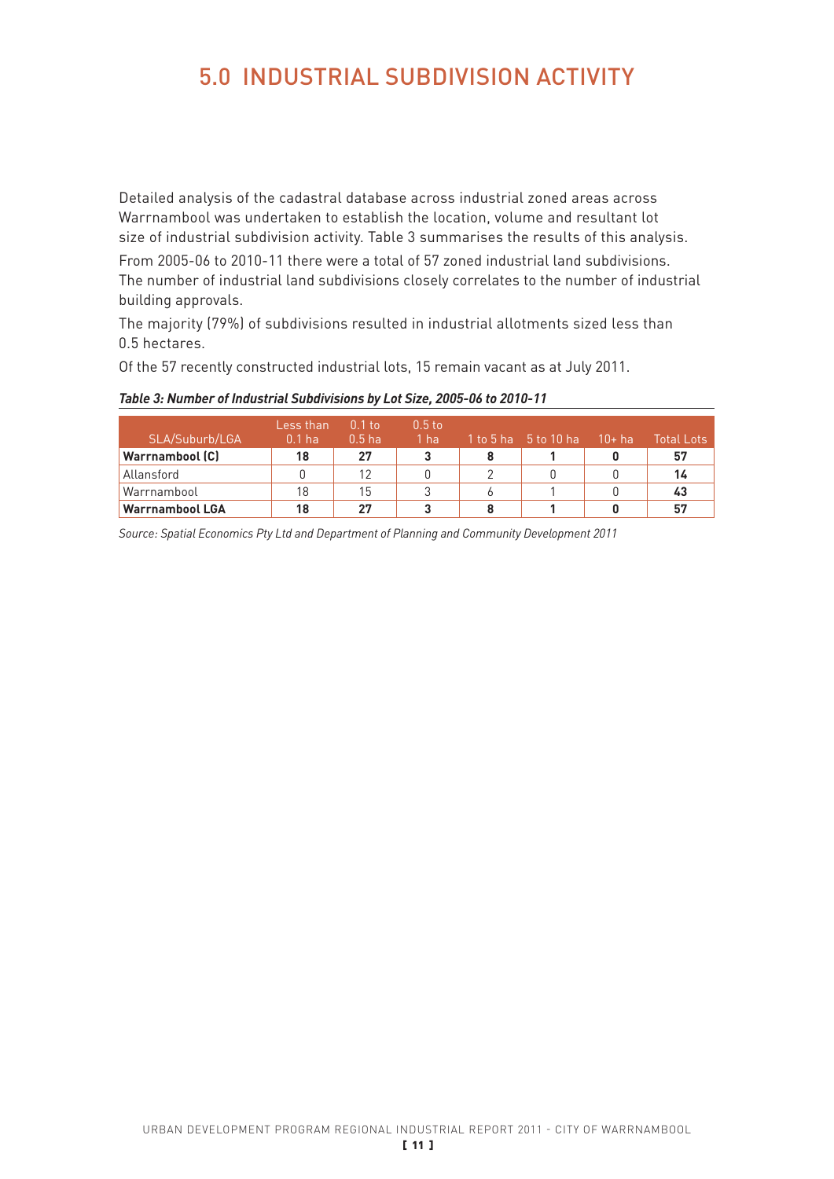# 5.0 INDUSTRIAL SUBDIVISION ACTIVITY

Detailed analysis of the cadastral database across industrial zoned areas across Warrnambool was undertaken to establish the location, volume and resultant lot size of industrial subdivision activity. Table 3 summarises the results of this analysis.

From 2005-06 to 2010-11 there were a total of 57 zoned industrial land subdivisions. The number of industrial land subdivisions closely correlates to the number of industrial building approvals.

The majority (79%) of subdivisions resulted in industrial allotments sized less than 0.5 hectares.

Of the 57 recently constructed industrial lots, 15 remain vacant as at July 2011.

***Table 3: Number of Industrial Subdivisions by Lot Size, 2005-06 to 2010-11***

| SLA/Suburb/LGA | Less than 0.1 ha | 0.1 to 0.5 ha | 0.5 to 1 ha | 1 to 5 ha | 5 to 10 ha | 10+ ha | Total Lots |
|---|---|---|---|---|---|---|---|
| **Warrnambool (C)** | **18** | **27** | **3** | **8** | **1** | **0** | **57** |
| Allansford | 0 | 12 | 0 | 2 | 0 | 0 | **14** |
| Warrnambool | 18 | 15 | 3 | 6 | 1 | 0 | **43** |
| **Warrnambool LGA** | **18** | **27** | **3** | **8** | **1** | **0** | **57** |

*Source: Spatial Economics Pty Ltd and Department of Planning and Community Development 2011*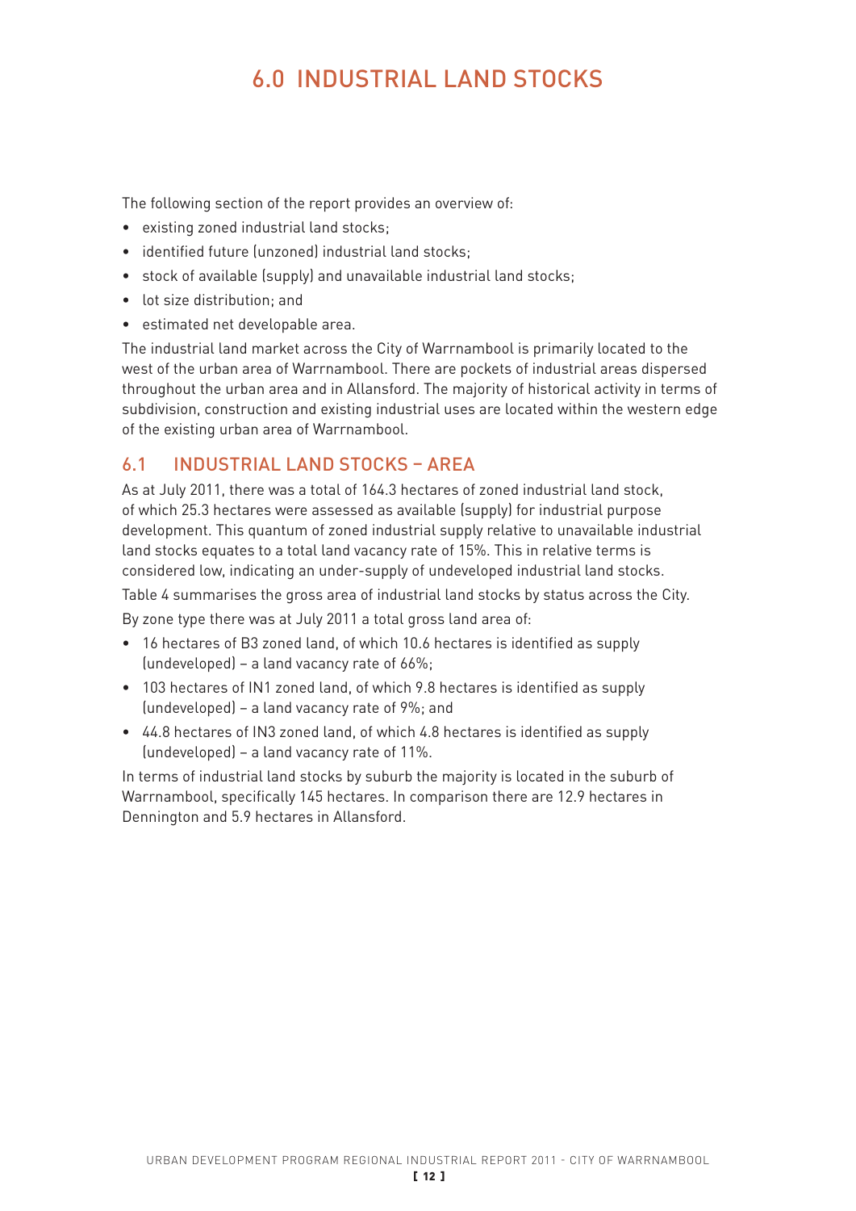# 6.0 INDUSTRIAL LAND STOCKS

The following section of the report provides an overview of:

- existing zoned industrial land stocks;
- identified future (unzoned) industrial land stocks;
- stock of available (supply) and unavailable industrial land stocks;
- lot size distribution; and
- estimated net developable area.

The industrial land market across the City of Warrnambool is primarily located to the west of the urban area of Warrnambool. There are pockets of industrial areas dispersed throughout the urban area and in Allansford. The majority of historical activity in terms of subdivision, construction and existing industrial uses are located within the western edge of the existing urban area of Warrnambool.

## 6.1 INDUSTRIAL LAND STOCKS – AREA

As at July 2011, there was a total of 164.3 hectares of zoned industrial land stock, of which 25.3 hectares were assessed as available (supply) for industrial purpose development. This quantum of zoned industrial supply relative to unavailable industrial land stocks equates to a total land vacancy rate of 15%. This in relative terms is considered low, indicating an under-supply of undeveloped industrial land stocks.

Table 4 summarises the gross area of industrial land stocks by status across the City.

By zone type there was at July 2011 a total gross land area of:

- 16 hectares of B3 zoned land, of which 10.6 hectares is identified as supply (undeveloped) – a land vacancy rate of 66%;
- 103 hectares of IN1 zoned land, of which 9.8 hectares is identified as supply (undeveloped) – a land vacancy rate of 9%; and
- 44.8 hectares of IN3 zoned land, of which 4.8 hectares is identified as supply (undeveloped) – a land vacancy rate of 11%.

In terms of industrial land stocks by suburb the majority is located in the suburb of Warrnambool, specifically 145 hectares. In comparison there are 12.9 hectares in Dennington and 5.9 hectares in Allansford.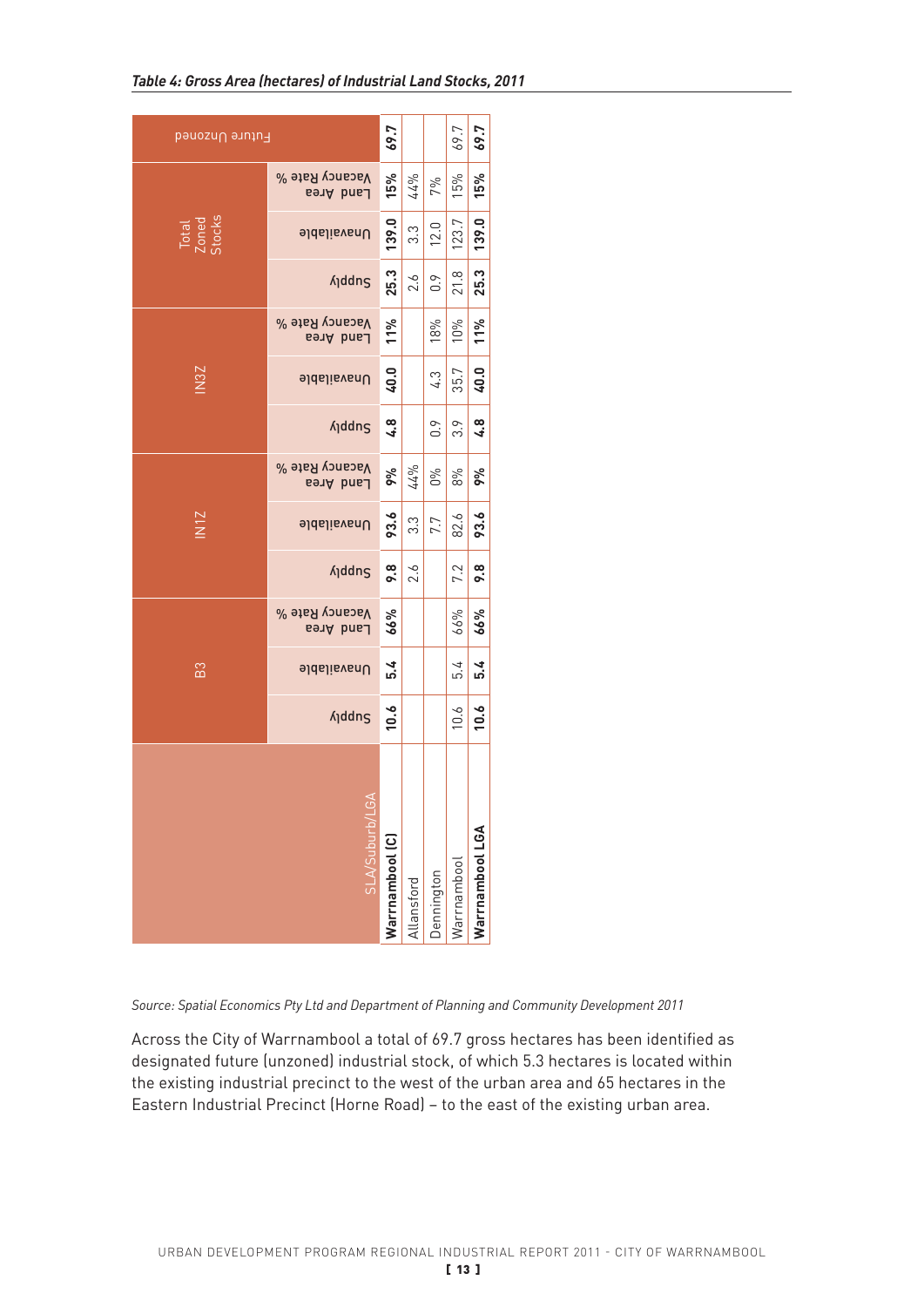***Table 4: Gross Area (hectares) of Industrial Land Stocks, 2011***

| SLA/Suburb/LGA | B3 | | | IN1Z | | | IN3Z | | | Total Zoned Stocks | | | Future Unzoned |
|---|---|---|---|---|---|---|---|---|---|---|---|---|---|
| | Supply | Unavailable | Vacancy Rate % Land Area | Supply | Unavailable | Vacancy Rate % Land Area | Supply | Unavailable | Vacancy Rate % Land Area | Supply | Unavailable | Vacancy Rate % Land Area | |
| **Warrnambool (C)** | **10.6** | **5.4** | **66%** | **9.8** | **93.6** | **9%** | **4.8** | **40.0** | **11%** | **25.3** | **139.0** | **15%** | **69.7** |
| Allansford | | | | 2.6 | 3.3 | 44% | | | | 2.6 | 3.3 | 44% | |
| Dennington | | | | | 7.7 | 0% | 0.9 | 4.3 | 18% | 0.9 | 12.0 | 7% | |
| Warrnambool | 10.6 | 5.4 | 66% | 7.2 | 82.6 | 8% | 3.9 | 35.7 | 10% | 21.8 | 123.7 | 15% | 69.7 |
| **Warrnambool LGA** | **10.6** | **5.4** | **66%** | **9.8** | **93.6** | **9%** | **4.8** | **40.0** | **11%** | **25.3** | **139.0** | **15%** | **69.7** |

*Source: Spatial Economics Pty Ltd and Department of Planning and Community Development 2011*

Across the City of Warrnambool a total of 69.7 gross hectares has been identified as designated future (unzoned) industrial stock, of which 5.3 hectares is located within the existing industrial precinct to the west of the urban area and 65 hectares in the Eastern Industrial Precinct (Horne Road) – to the east of the existing urban area.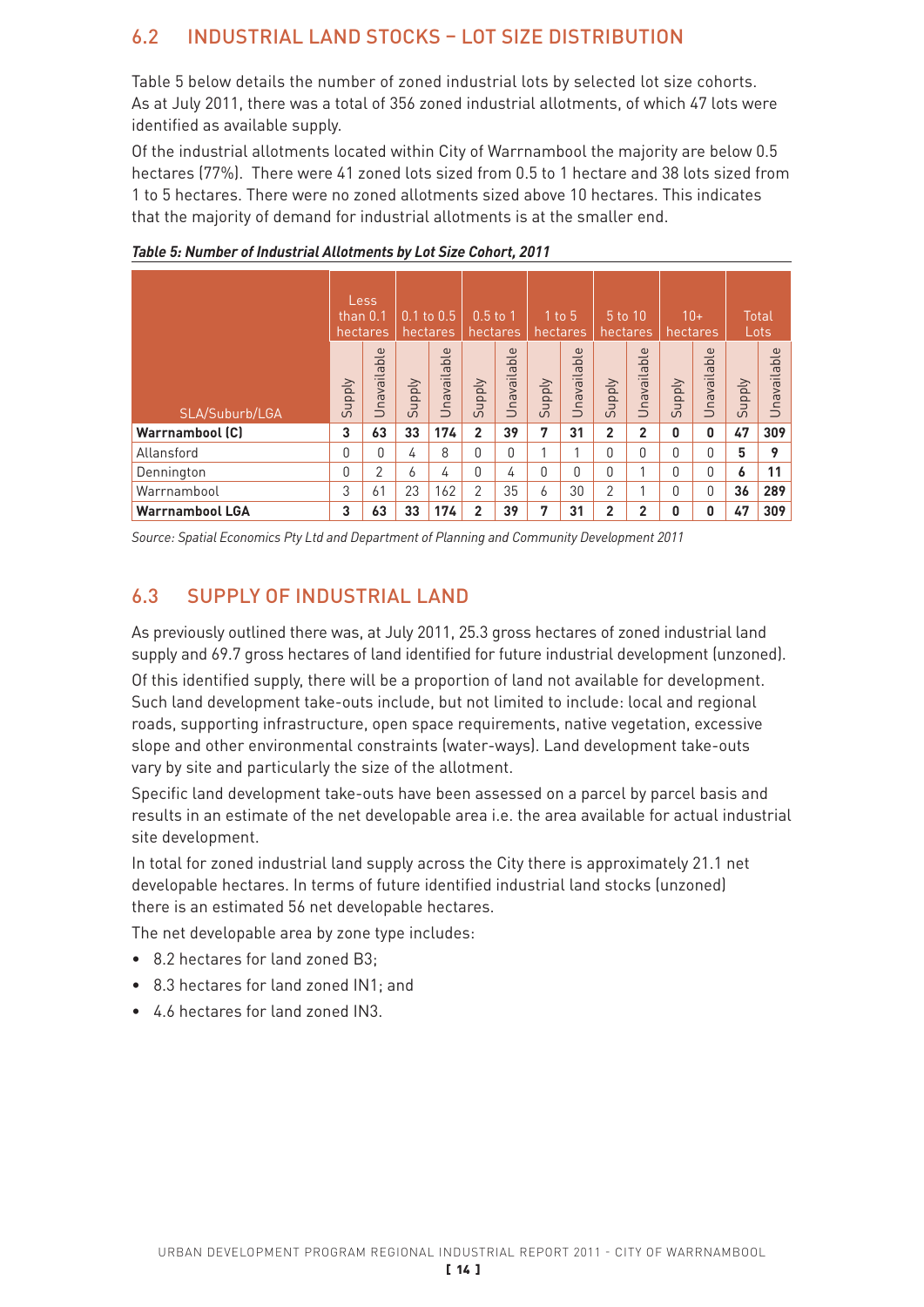## 6.2 INDUSTRIAL LAND STOCKS – LOT SIZE DISTRIBUTION

Table 5 below details the number of zoned industrial lots by selected lot size cohorts. As at July 2011, there was a total of 356 zoned industrial allotments, of which 47 lots were identified as available supply.

Of the industrial allotments located within City of Warrnambool the majority are below 0.5 hectares (77%). There were 41 zoned lots sized from 0.5 to 1 hectare and 38 lots sized from 1 to 5 hectares. There were no zoned allotments sized above 10 hectares. This indicates that the majority of demand for industrial allotments is at the smaller end.

***Table 5: Number of Industrial Allotments by Lot Size Cohort, 2011***

| SLA/Suburb/LGA | Less than 0.1 hectares | | 0.1 to 0.5 hectares | | 0.5 to 1 hectares | | 1 to 5 hectares | | 5 to 10 hectares | | 10+ hectares | | Total Lots | |
|---|---|---|---|---|---|---|---|---|---|---|---|---|---|---|
| | Supply | Unavailable | Supply | Unavailable | Supply | Unavailable | Supply | Unavailable | Supply | Unavailable | Supply | Unavailable | Supply | Unavailable |
| **Warrnambool (C)** | **3** | **63** | **33** | **174** | **2** | **39** | **7** | **31** | **2** | **2** | **0** | **0** | **47** | **309** |
| Allansford | 0 | 0 | 4 | 8 | 0 | 0 | 1 | 1 | 0 | 0 | 0 | 0 | **5** | **9** |
| Dennington | 0 | 2 | 6 | 4 | 0 | 4 | 0 | 0 | 0 | 1 | 0 | 0 | **6** | **11** |
| Warrnambool | 3 | 61 | 23 | 162 | 2 | 35 | 6 | 30 | 2 | 1 | 0 | 0 | **36** | **289** |
| **Warrnambool LGA** | **3** | **63** | **33** | **174** | **2** | **39** | **7** | **31** | **2** | **2** | **0** | **0** | **47** | **309** |

*Source: Spatial Economics Pty Ltd and Department of Planning and Community Development 2011*

## 6.3 SUPPLY OF INDUSTRIAL LAND

As previously outlined there was, at July 2011, 25.3 gross hectares of zoned industrial land supply and 69.7 gross hectares of land identified for future industrial development (unzoned).

Of this identified supply, there will be a proportion of land not available for development. Such land development take-outs include, but not limited to include: local and regional roads, supporting infrastructure, open space requirements, native vegetation, excessive slope and other environmental constraints (water-ways). Land development take-outs vary by site and particularly the size of the allotment.

Specific land development take-outs have been assessed on a parcel by parcel basis and results in an estimate of the net developable area i.e. the area available for actual industrial site development.

In total for zoned industrial land supply across the City there is approximately 21.1 net developable hectares. In terms of future identified industrial land stocks (unzoned) there is an estimated 56 net developable hectares.

The net developable area by zone type includes:

- 8.2 hectares for land zoned B3;
- 8.3 hectares for land zoned IN1; and
- 4.6 hectares for land zoned IN3.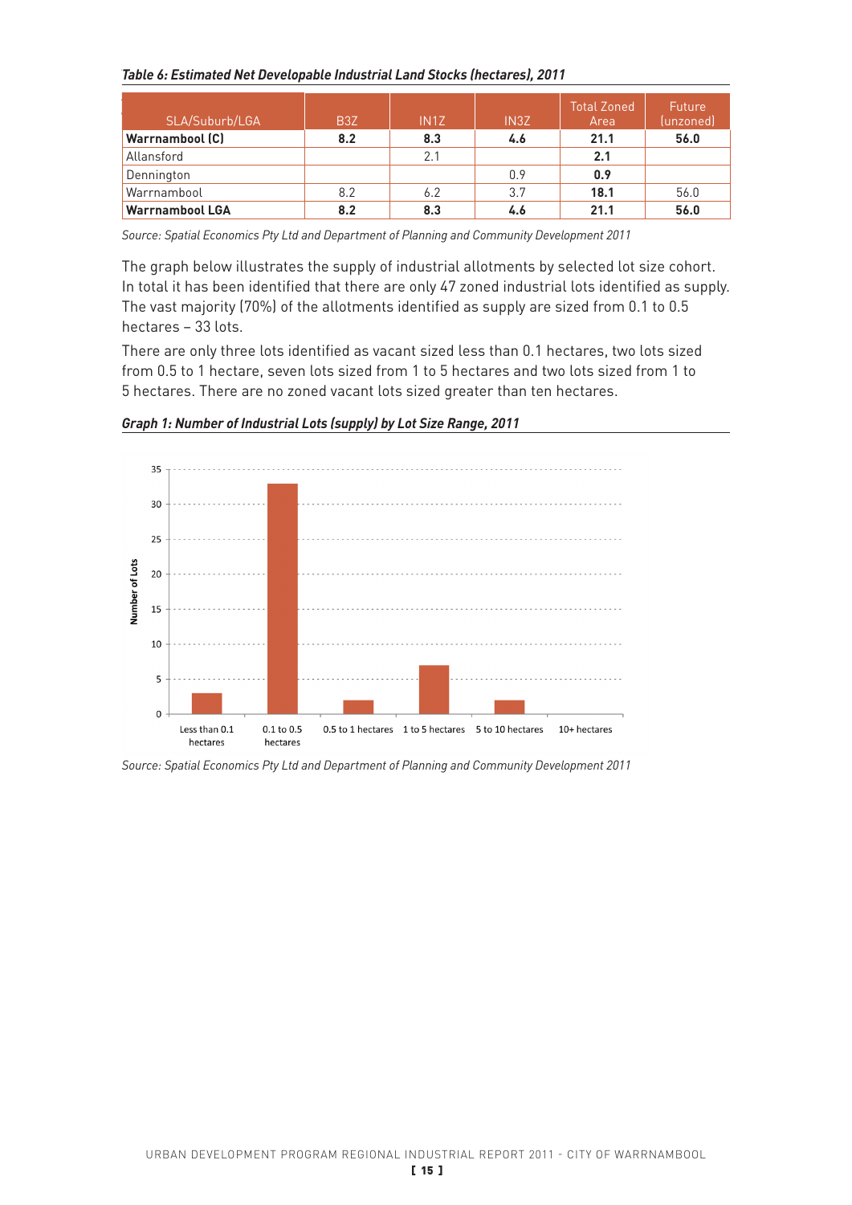*Table 6: Estimated Net Developable Industrial Land Stocks (hectares), 2011*

| SLA/Suburb/LGA | B3Z | IN1Z | IN3Z | Total Zoned Area | Future (unzoned) |
|---|---|---|---|---|---|
| **Warrnambool (C)** | **8.2** | **8.3** | **4.6** | **21.1** | **56.0** |
| Allansford | | 2.1 | | **2.1** | |
| Dennington | | | 0.9 | **0.9** | |
| Warrnambool | 8.2 | 6.2 | 3.7 | **18.1** | 56.0 |
| **Warrnambool LGA** | **8.2** | **8.3** | **4.6** | **21.1** | **56.0** |

*Source: Spatial Economics Pty Ltd and Department of Planning and Community Development 2011*

The graph below illustrates the supply of industrial allotments by selected lot size cohort. In total it has been identified that there are only 47 zoned industrial lots identified as supply. The vast majority (70%) of the allotments identified as supply are sized from 0.1 to 0.5 hectares – 33 lots.

There are only three lots identified as vacant sized less than 0.1 hectares, two lots sized from 0.5 to 1 hectare, seven lots sized from 1 to 5 hectares and two lots sized from 1 to 5 hectares. There are no zoned vacant lots sized greater than ten hectares.

*Graph 1: Number of Industrial Lots (supply) by Lot Size Range, 2011*

Number of Lots

35
30
25
20
15
10
5
0

Less than 0.1 hectares
0.1 to 0.5 hectares
0.5 to 1 hectares
1 to 5 hectares
5 to 10 hectares
10+ hectares

*Source: Spatial Economics Pty Ltd and Department of Planning and Community Development 2011*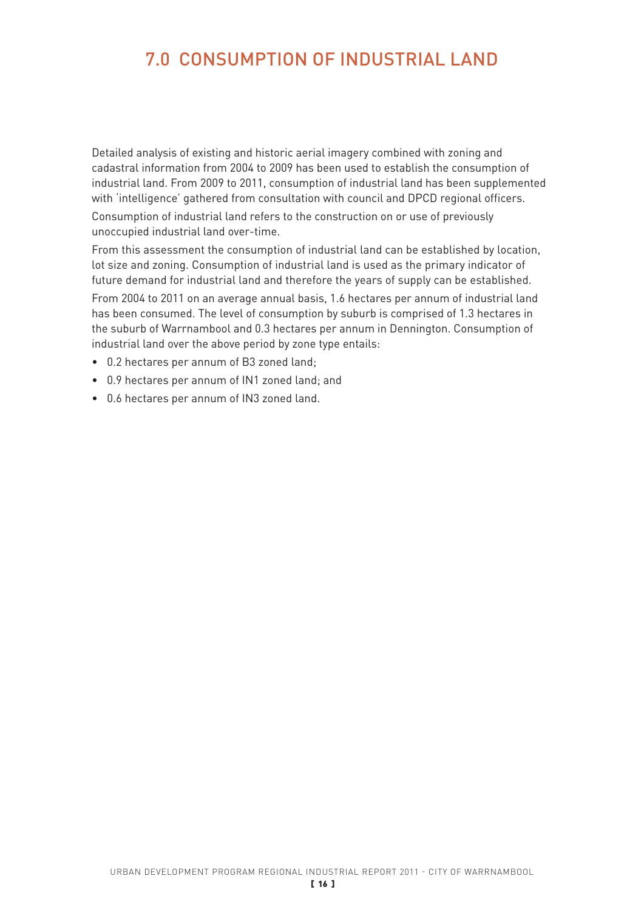# 7.0 CONSUMPTION OF INDUSTRIAL LAND

Detailed analysis of existing and historic aerial imagery combined with zoning and cadastral information from 2004 to 2009 has been used to establish the consumption of industrial land. From 2009 to 2011, consumption of industrial land has been supplemented with 'intelligence' gathered from consultation with council and DPCD regional officers.

Consumption of industrial land refers to the construction on or use of previously unoccupied industrial land over-time.

From this assessment the consumption of industrial land can be established by location, lot size and zoning. Consumption of industrial land is used as the primary indicator of future demand for industrial land and therefore the years of supply can be established.

From 2004 to 2011 on an average annual basis, 1.6 hectares per annum of industrial land has been consumed. The level of consumption by suburb is comprised of 1.3 hectares in the suburb of Warrnambool and 0.3 hectares per annum in Dennington. Consumption of industrial land over the above period by zone type entails:

- 0.2 hectares per annum of B3 zoned land;
- 0.9 hectares per annum of IN1 zoned land; and
- 0.6 hectares per annum of IN3 zoned land.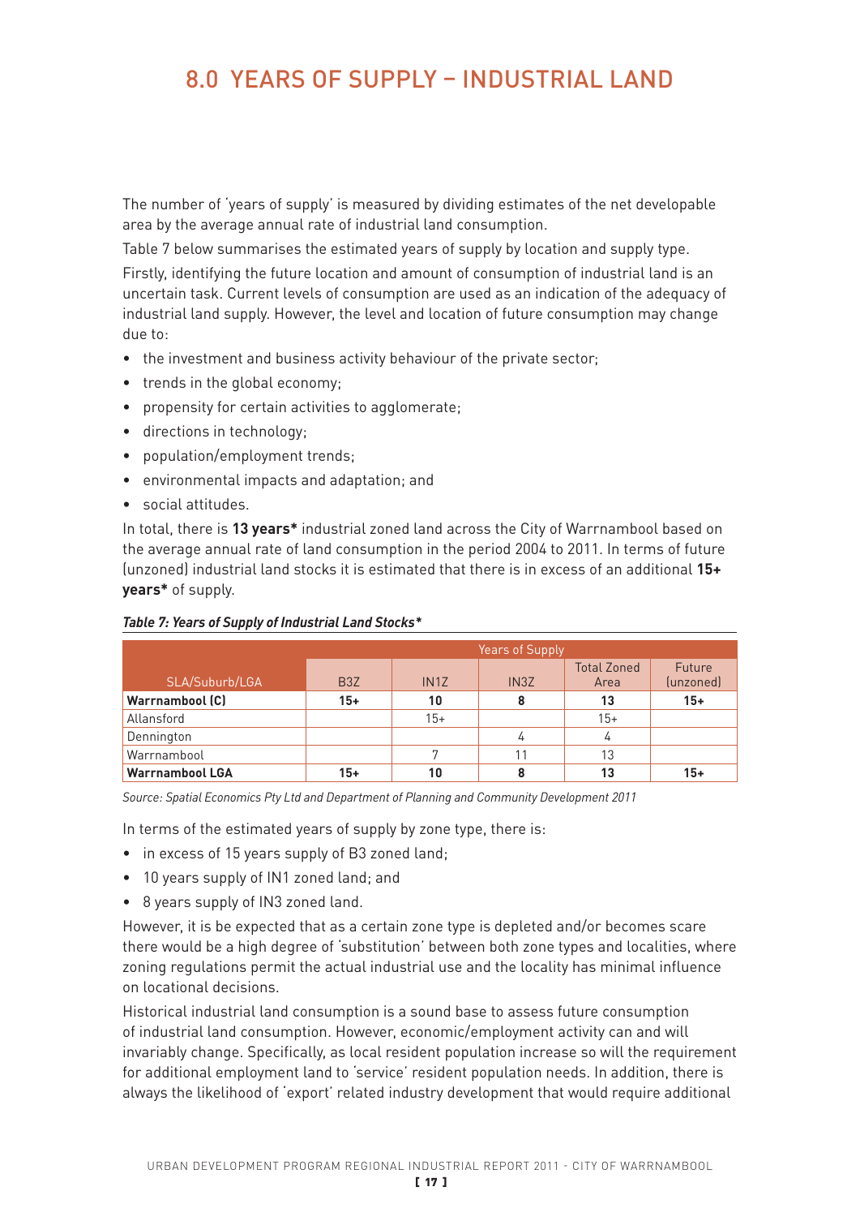# 8.0 YEARS OF SUPPLY – INDUSTRIAL LAND

The number of 'years of supply' is measured by dividing estimates of the net developable area by the average annual rate of industrial land consumption.

Table 7 below summarises the estimated years of supply by location and supply type.

Firstly, identifying the future location and amount of consumption of industrial land is an uncertain task. Current levels of consumption are used as an indication of the adequacy of industrial land supply. However, the level and location of future consumption may change due to:

- the investment and business activity behaviour of the private sector;
- trends in the global economy;
- propensity for certain activities to agglomerate;
- directions in technology;
- population/employment trends;
- environmental impacts and adaptation; and
- social attitudes.

In total, there is **13 years*** industrial zoned land across the City of Warrnambool based on the average annual rate of land consumption in the period 2004 to 2011. In terms of future (unzoned) industrial land stocks it is estimated that there is in excess of an additional **15+ years*** of supply.

***Table 7: Years of Supply of Industrial Land Stocks****

| | Years of Supply | | | | |
|---|---|---|---|---|---|
| SLA/Suburb/LGA | B3Z | IN1Z | IN3Z | Total Zoned Area | Future (unzoned) |
| **Warrnambool (C)** | **15+** | **10** | **8** | **13** | **15+** |
| Allansford | | 15+ | | 15+ | |
| Dennington | | | 4 | 4 | |
| Warrnambool | | 7 | 11 | 13 | |
| **Warrnambool LGA** | **15+** | **10** | **8** | **13** | **15+** |

*Source: Spatial Economics Pty Ltd and Department of Planning and Community Development 2011*

In terms of the estimated years of supply by zone type, there is:

- in excess of 15 years supply of B3 zoned land;
- 10 years supply of IN1 zoned land; and
- 8 years supply of IN3 zoned land.

However, it is be expected that as a certain zone type is depleted and/or becomes scare there would be a high degree of 'substitution' between both zone types and localities, where zoning regulations permit the actual industrial use and the locality has minimal influence on locational decisions.

Historical industrial land consumption is a sound base to assess future consumption of industrial land consumption. However, economic/employment activity can and will invariably change. Specifically, as local resident population increase so will the requirement for additional employment land to 'service' resident population needs. In addition, there is always the likelihood of 'export' related industry development that would require additional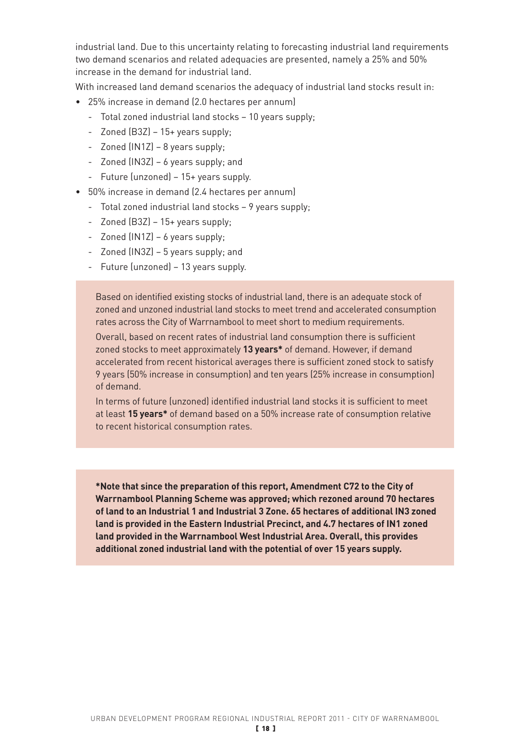industrial land. Due to this uncertainty relating to forecasting industrial land requirements two demand scenarios and related adequacies are presented, namely a 25% and 50% increase in the demand for industrial land.

With increased land demand scenarios the adequacy of industrial land stocks result in:

- 25% increase in demand (2.0 hectares per annum)
  - Total zoned industrial land stocks – 10 years supply;
  - Zoned (B3Z) – 15+ years supply;
  - Zoned (IN1Z) – 8 years supply;
  - Zoned (IN3Z) – 6 years supply; and
  - Future (unzoned) – 15+ years supply.
- 50% increase in demand (2.4 hectares per annum)
  - Total zoned industrial land stocks – 9 years supply;
  - Zoned (B3Z) – 15+ years supply;
  - Zoned (IN1Z) – 6 years supply;
  - Zoned (IN3Z) – 5 years supply; and
  - Future (unzoned) – 13 years supply.

Based on identified existing stocks of industrial land, there is an adequate stock of zoned and unzoned industrial land stocks to meet trend and accelerated consumption rates across the City of Warrnambool to meet short to medium requirements.

Overall, based on recent rates of industrial land consumption there is sufficient zoned stocks to meet approximately **13 years*** of demand. However, if demand accelerated from recent historical averages there is sufficient zoned stock to satisfy 9 years (50% increase in consumption) and ten years (25% increase in consumption) of demand.

In terms of future (unzoned) identified industrial land stocks it is sufficient to meet at least **15 years*** of demand based on a 50% increase rate of consumption relative to recent historical consumption rates.

***Note that since the preparation of this report, Amendment C72 to the City of Warrnambool Planning Scheme was approved; which rezoned around 70 hectares of land to an Industrial 1 and Industrial 3 Zone. 65 hectares of additional IN3 zoned land is provided in the Eastern Industrial Precinct, and 4.7 hectares of IN1 zoned land provided in the Warrnambool West Industrial Area. Overall, this provides additional zoned industrial land with the potential of over 15 years supply.**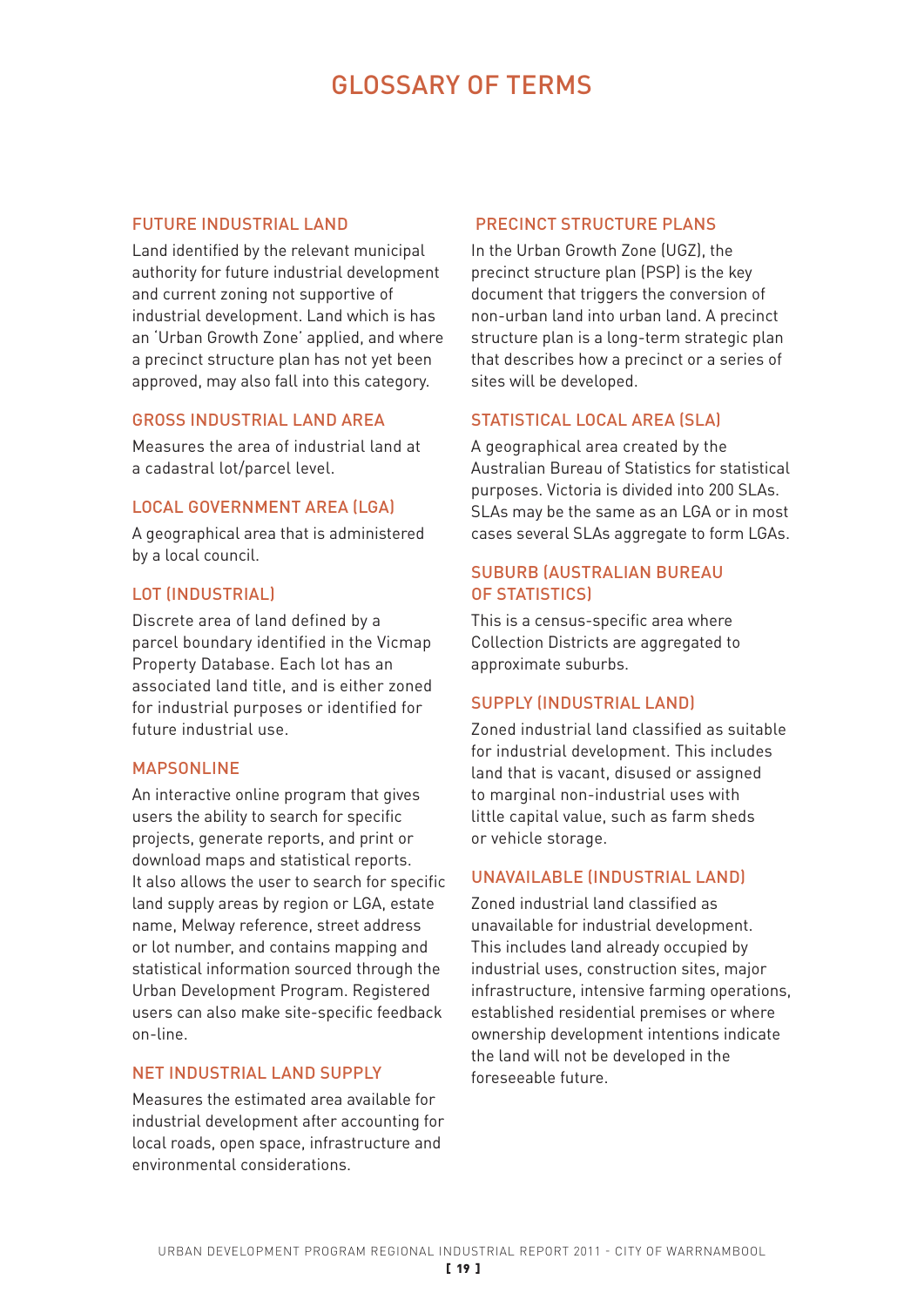# GLOSSARY OF TERMS

### FUTURE INDUSTRIAL LAND

Land identified by the relevant municipal authority for future industrial development and current zoning not supportive of industrial development. Land which is has an 'Urban Growth Zone' applied, and where a precinct structure plan has not yet been approved, may also fall into this category.

### GROSS INDUSTRIAL LAND AREA

Measures the area of industrial land at a cadastral lot/parcel level.

### LOCAL GOVERNMENT AREA (LGA)

A geographical area that is administered by a local council.

### LOT (INDUSTRIAL)

Discrete area of land defined by a parcel boundary identified in the Vicmap Property Database. Each lot has an associated land title, and is either zoned for industrial purposes or identified for future industrial use.

### MAPSONLINE

An interactive online program that gives users the ability to search for specific projects, generate reports, and print or download maps and statistical reports. It also allows the user to search for specific land supply areas by region or LGA, estate name, Melway reference, street address or lot number, and contains mapping and statistical information sourced through the Urban Development Program. Registered users can also make site-specific feedback on-line.

### NET INDUSTRIAL LAND SUPPLY

Measures the estimated area available for industrial development after accounting for local roads, open space, infrastructure and environmental considerations.

### PRECINCT STRUCTURE PLANS

In the Urban Growth Zone (UGZ), the precinct structure plan (PSP) is the key document that triggers the conversion of non-urban land into urban land. A precinct structure plan is a long-term strategic plan that describes how a precinct or a series of sites will be developed.

### STATISTICAL LOCAL AREA (SLA)

A geographical area created by the Australian Bureau of Statistics for statistical purposes. Victoria is divided into 200 SLAs. SLAs may be the same as an LGA or in most cases several SLAs aggregate to form LGAs.

### SUBURB (AUSTRALIAN BUREAU OF STATISTICS)

This is a census-specific area where Collection Districts are aggregated to approximate suburbs.

### SUPPLY (INDUSTRIAL LAND)

Zoned industrial land classified as suitable for industrial development. This includes land that is vacant, disused or assigned to marginal non-industrial uses with little capital value, such as farm sheds or vehicle storage.

### UNAVAILABLE (INDUSTRIAL LAND)

Zoned industrial land classified as unavailable for industrial development. This includes land already occupied by industrial uses, construction sites, major infrastructure, intensive farming operations, established residential premises or where ownership development intentions indicate the land will not be developed in the foreseeable future.